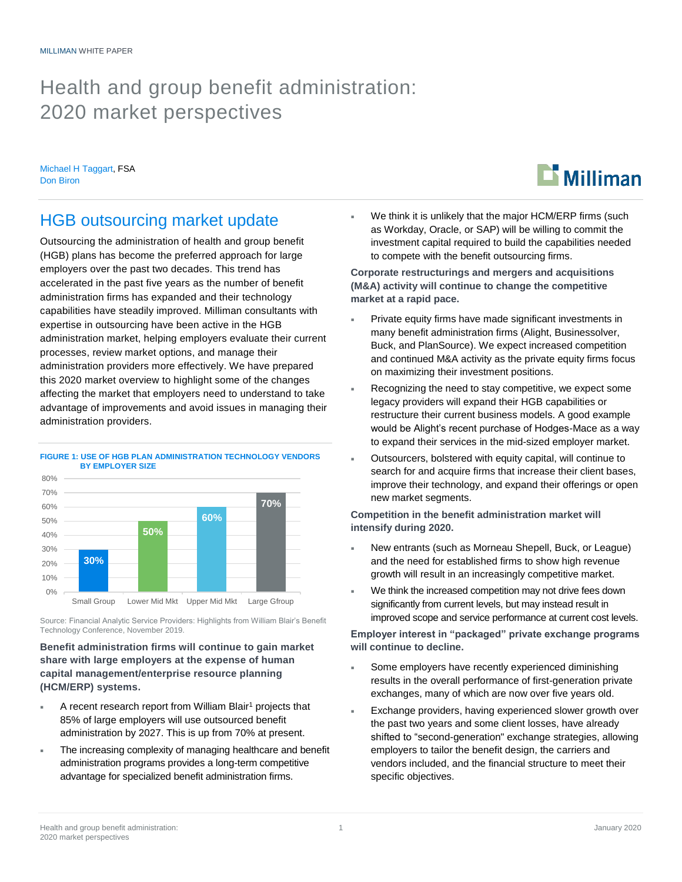MILLIMAN WHITE PAPER

# Health and group benefit administration: 2020 market perspectives

Michael H Taggart, FSA
Don Biron

## HGB outsourcing market update

Outsourcing the administration of health and group benefit (HGB) plans has become the preferred approach for large employers over the past two decades. This trend has accelerated in the past five years as the number of benefit administration firms has expanded and their technology capabilities have steadily improved. Milliman consultants with expertise in outsourcing have been active in the HGB administration market, helping employers evaluate their current processes, review market options, and manage their administration providers more effectively. We have prepared this 2020 market overview to highlight some of the changes affecting the market that employers need to understand to take advantage of improvements and avoid issues in managing their administration providers.

**FIGURE 1: USE OF HGB PLAN ADMINISTRATION TECHNOLOGY VENDORS BY EMPLOYER SIZE**

| Employer size | Use of HGB plan administration technology vendors |
|---|---|
| Small Group | 30% |
| Lower Mid Mkt | 50% |
| Upper Mid Mkt | 60% |
| Large Gfroup | 70% |

Source: Financial Analytic Service Providers: Highlights from William Blair's Benefit Technology Conference, November 2019.

**Benefit administration firms will continue to gain market share with large employers at the expense of human capital management/enterprise resource planning (HCM/ERP) systems.**

- A recent research report from William Blair[1] projects that 85% of large employers will use outsourced benefit administration by 2027. This is up from 70% at present.
- The increasing complexity of managing healthcare and benefit administration programs provides a long-term competitive advantage for specialized benefit administration firms.
- We think it is unlikely that the major HCM/ERP firms (such as Workday, Oracle, or SAP) will be willing to commit the investment capital required to build the capabilities needed to compete with the benefit outsourcing firms.

**Corporate restructurings and mergers and acquisitions (M&A) activity will continue to change the competitive market at a rapid pace.**

- Private equity firms have made significant investments in many benefit administration firms (Alight, Businessolver, Buck, and PlanSource). We expect increased competition and continued M&A activity as the private equity firms focus on maximizing their investment positions.
- Recognizing the need to stay competitive, we expect some legacy providers will expand their HGB capabilities or restructure their current business models. A good example would be Alight's recent purchase of Hodges-Mace as a way to expand their services in the mid-sized employer market.
- Outsourcers, bolstered with equity capital, will continue to search for and acquire firms that increase their client bases, improve their technology, and expand their offerings or open new market segments.

**Competition in the benefit administration market will intensify during 2020.**

- New entrants (such as Morneau Shepell, Buck, or League) and the need for established firms to show high revenue growth will result in an increasingly competitive market.
- We think the increased competition may not drive fees down significantly from current levels, but may instead result in improved scope and service performance at current cost levels.

**Employer interest in "packaged" private exchange programs will continue to decline.**

- Some employers have recently experienced diminishing results in the overall performance of first-generation private exchanges, many of which are now over five years old.
- Exchange providers, having experienced slower growth over the past two years and some client losses, have already shifted to "second-generation" exchange strategies, allowing employers to tailor the benefit design, the carriers and vendors included, and the financial structure to meet their specific objectives.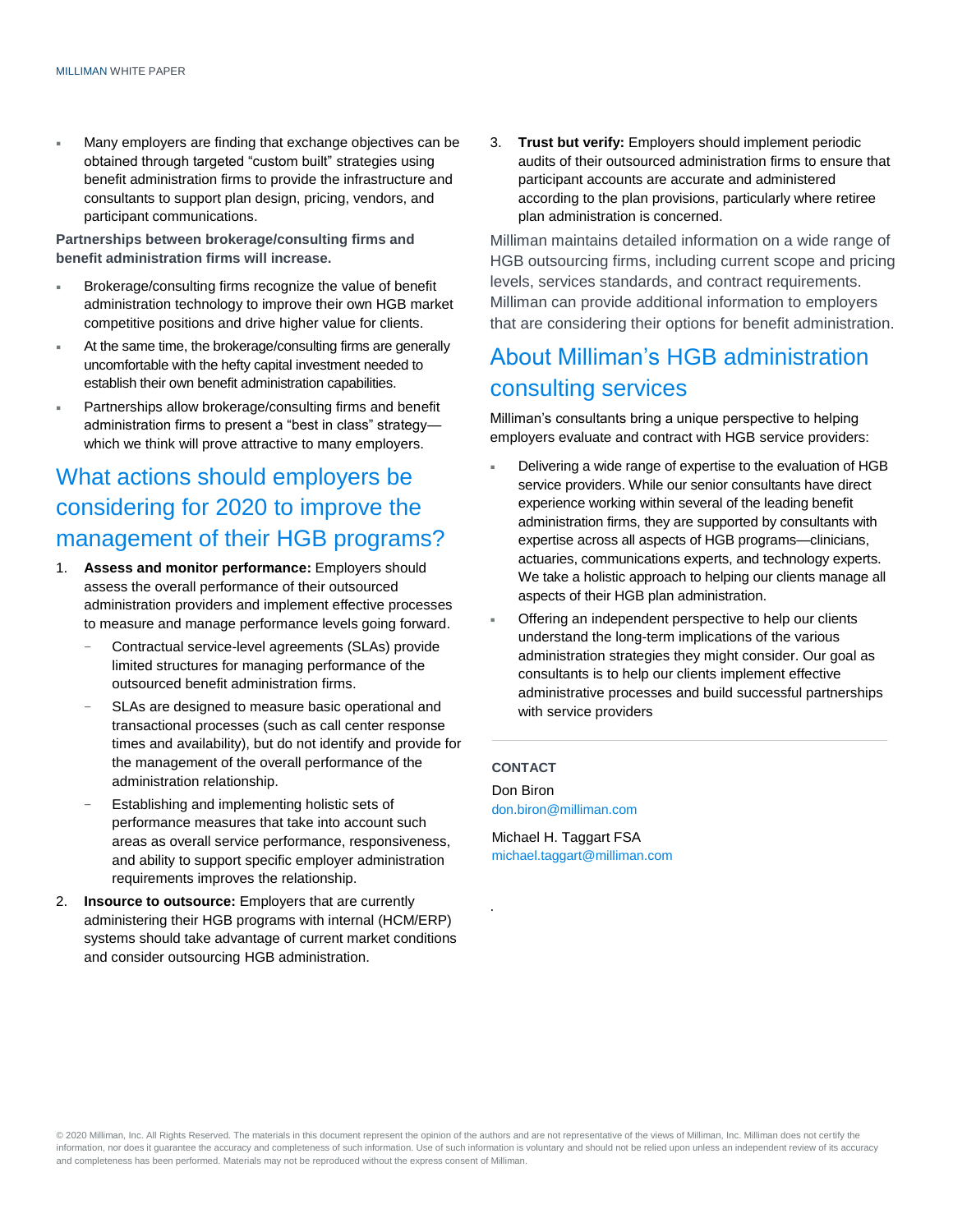- Many employers are finding that exchange objectives can be obtained through targeted "custom built" strategies using benefit administration firms to provide the infrastructure and consultants to support plan design, pricing, vendors, and participant communications.

**Partnerships between brokerage/consulting firms and benefit administration firms will increase.**

- Brokerage/consulting firms recognize the value of benefit administration technology to improve their own HGB market competitive positions and drive higher value for clients.
- At the same time, the brokerage/consulting firms are generally uncomfortable with the hefty capital investment needed to establish their own benefit administration capabilities.
- Partnerships allow brokerage/consulting firms and benefit administration firms to present a "best in class" strategy—which we think will prove attractive to many employers.

## What actions should employers be considering for 2020 to improve the management of their HGB programs?

1. **Assess and monitor performance:** Employers should assess the overall performance of their outsourced administration providers and implement effective processes to measure and manage performance levels going forward.
   - Contractual service-level agreements (SLAs) provide limited structures for managing performance of the outsourced benefit administration firms.
   - SLAs are designed to measure basic operational and transactional processes (such as call center response times and availability), but do not identify and provide for the management of the overall performance of the administration relationship.
   - Establishing and implementing holistic sets of performance measures that take into account such areas as overall service performance, responsiveness, and ability to support specific employer administration requirements improves the relationship.
2. **Insource to outsource:** Employers that are currently administering their HGB programs with internal (HCM/ERP) systems should take advantage of current market conditions and consider outsourcing HGB administration.
3. **Trust but verify:** Employers should implement periodic audits of their outsourced administration firms to ensure that participant accounts are accurate and administered according to the plan provisions, particularly where retiree plan administration is concerned.

Milliman maintains detailed information on a wide range of HGB outsourcing firms, including current scope and pricing levels, services standards, and contract requirements. Milliman can provide additional information to employers that are considering their options for benefit administration.

## About Milliman's HGB administration consulting services

Milliman's consultants bring a unique perspective to helping employers evaluate and contract with HGB service providers:

- Delivering a wide range of expertise to the evaluation of HGB service providers. While our senior consultants have direct experience working within several of the leading benefit administration firms, they are supported by consultants with expertise across all aspects of HGB programs—clinicians, actuaries, communications experts, and technology experts. We take a holistic approach to helping our clients manage all aspects of their HGB plan administration.
- Offering an independent perspective to help our clients understand the long-term implications of the various administration strategies they might consider. Our goal as consultants is to help our clients implement effective administrative processes and build successful partnerships with service providers

**CONTACT**

Don Biron
don.biron@milliman.com

Michael H. Taggart FSA
michael.taggart@milliman.com

© 2020 Milliman, Inc. All Rights Reserved. The materials in this document represent the opinion of the authors and are not representative of the views of Milliman, Inc. Milliman does not certify the information, nor does it guarantee the accuracy and completeness of such information. Use of such information is voluntary and should not be relied upon unless an independent review of its accuracy and completeness has been performed. Materials may not be reproduced without the express consent of Milliman.